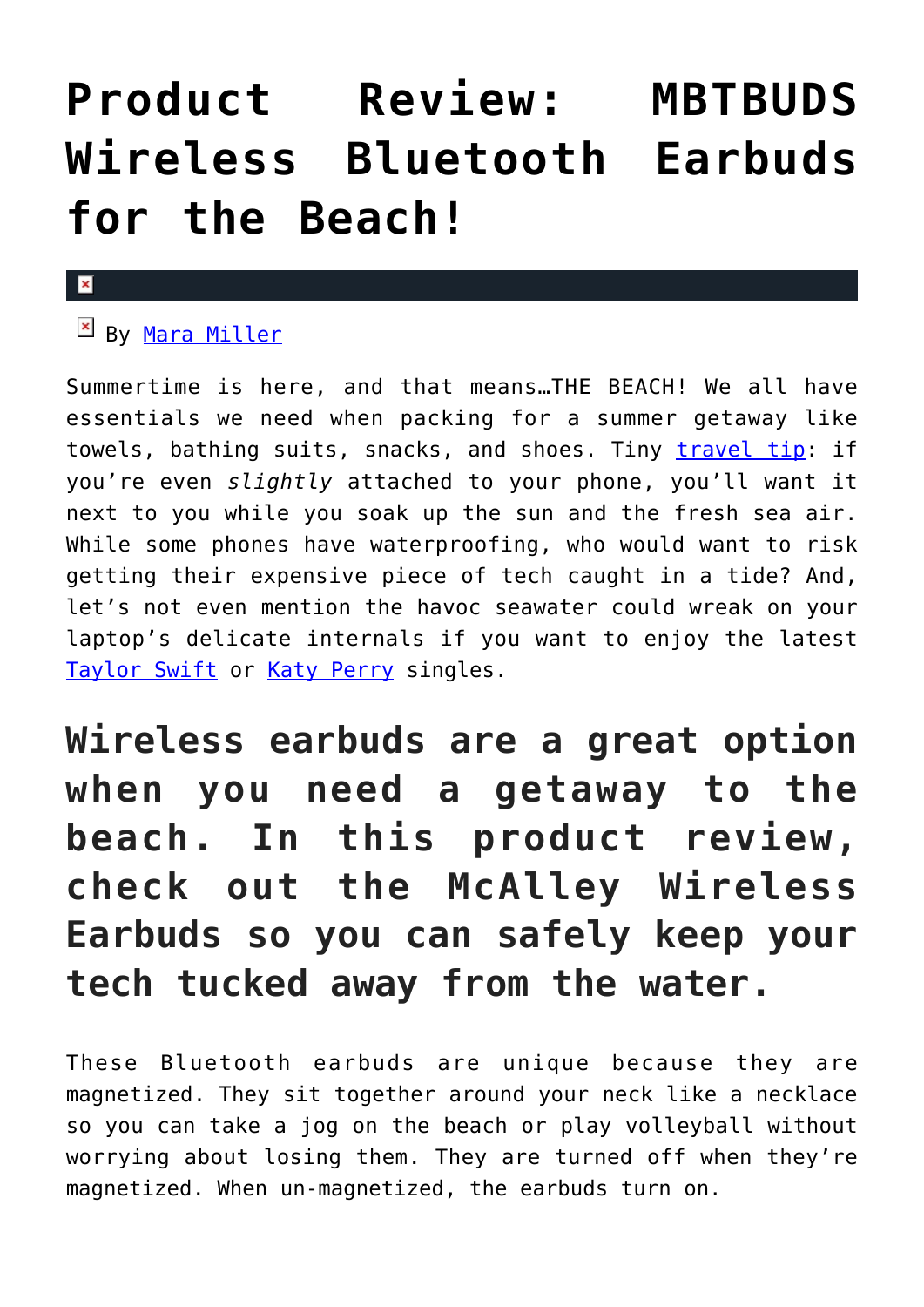# Product Review: MBTBUDS Wireless Bluetooth Earbuds for the Beach!

By Mara Miller

Summertime is here, and that means…THE BEACH! We all have essentials we need when packing for a summer getaway like towels, bathing suits, snacks, and shoes. Tiny travel tip: if you're even *slightly* attached to your phone, you'll want it next to you while you soak up the sun and the fresh sea air. While some phones have waterproofing, who would want to risk getting their expensive piece of tech caught in a tide? And, let's not even mention the havoc seawater could wreak on your laptop's delicate internals if you want to enjoy the latest Taylor Swift or Katy Perry singles.

## Wireless earbuds are a great option when you need a getaway to the beach. In this product review, check out the McAlley Wireless Earbuds so you can safely keep your tech tucked away from the water.

These Bluetooth earbuds are unique because they are magnetized. They sit together around your neck like a necklace so you can take a jog on the beach or play volleyball without worrying about losing them. They are turned off when they're magnetized. When un-magnetized, the earbuds turn on.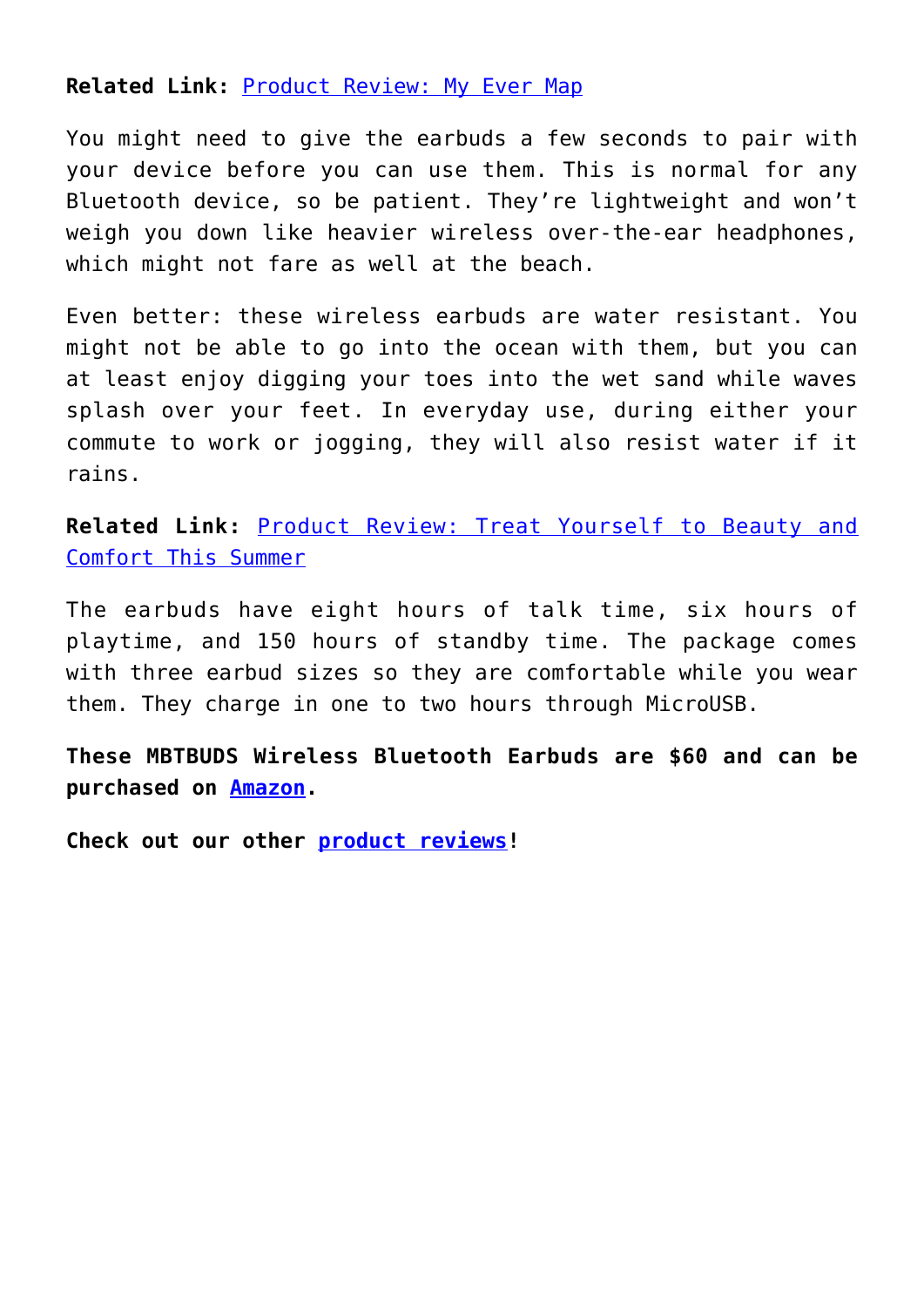**Related Link:** Product Review: My Ever Map

You might need to give the earbuds a few seconds to pair with your device before you can use them. This is normal for any Bluetooth device, so be patient. They're lightweight and won't weigh you down like heavier wireless over-the-ear headphones, which might not fare as well at the beach.

Even better: these wireless earbuds are water resistant. You might not be able to go into the ocean with them, but you can at least enjoy digging your toes into the wet sand while waves splash over your feet. In everyday use, during either your commute to work or jogging, they will also resist water if it rains.

**Related Link:** Product Review: Treat Yourself to Beauty and Comfort This Summer

The earbuds have eight hours of talk time, six hours of playtime, and 150 hours of standby time. The package comes with three earbud sizes so they are comfortable while you wear them. They charge in one to two hours through MicroUSB.

**These MBTBUDS Wireless Bluetooth Earbuds are $60 and can be purchased on Amazon.**

**Check out our other product reviews!**